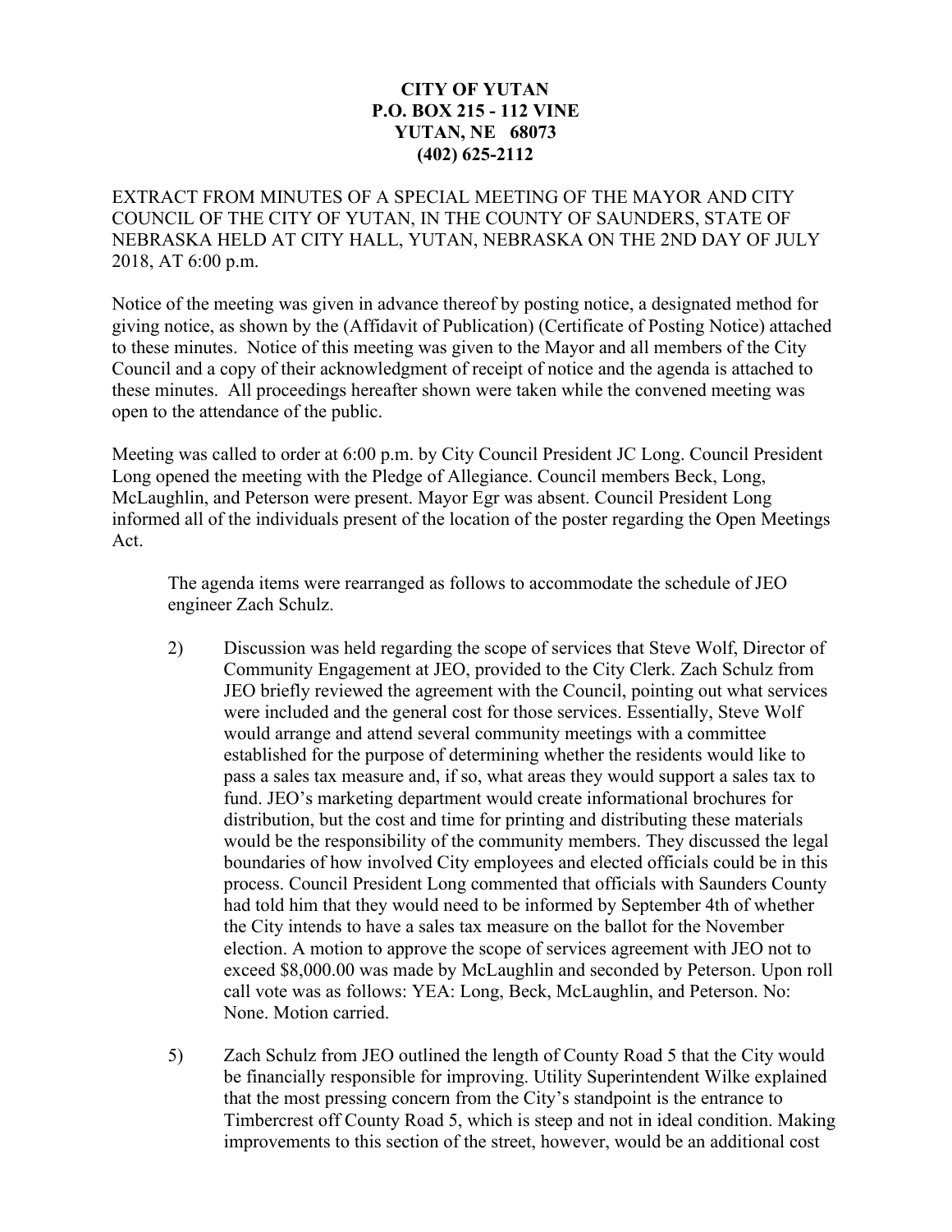**CITY OF YUTAN**
**P.O. BOX 215 - 112 VINE**
**YUTAN, NE 68073**
**(402) 625-2112**

EXTRACT FROM MINUTES OF A SPECIAL MEETING OF THE MAYOR AND CITY COUNCIL OF THE CITY OF YUTAN, IN THE COUNTY OF SAUNDERS, STATE OF NEBRASKA HELD AT CITY HALL, YUTAN, NEBRASKA ON THE 2ND DAY OF JULY 2018, AT 6:00 p.m.

Notice of the meeting was given in advance thereof by posting notice, a designated method for giving notice, as shown by the (Affidavit of Publication) (Certificate of Posting Notice) attached to these minutes. Notice of this meeting was given to the Mayor and all members of the City Council and a copy of their acknowledgment of receipt of notice and the agenda is attached to these minutes. All proceedings hereafter shown were taken while the convened meeting was open to the attendance of the public.

Meeting was called to order at 6:00 p.m. by City Council President JC Long. Council President Long opened the meeting with the Pledge of Allegiance. Council members Beck, Long, McLaughlin, and Peterson were present. Mayor Egr was absent. Council President Long informed all of the individuals present of the location of the poster regarding the Open Meetings Act.

The agenda items were rearranged as follows to accommodate the schedule of JEO engineer Zach Schulz.

2) Discussion was held regarding the scope of services that Steve Wolf, Director of Community Engagement at JEO, provided to the City Clerk. Zach Schulz from JEO briefly reviewed the agreement with the Council, pointing out what services were included and the general cost for those services. Essentially, Steve Wolf would arrange and attend several community meetings with a committee established for the purpose of determining whether the residents would like to pass a sales tax measure and, if so, what areas they would support a sales tax to fund. JEO's marketing department would create informational brochures for distribution, but the cost and time for printing and distributing these materials would be the responsibility of the community members. They discussed the legal boundaries of how involved City employees and elected officials could be in this process. Council President Long commented that officials with Saunders County had told him that they would need to be informed by September 4th of whether the City intends to have a sales tax measure on the ballot for the November election. A motion to approve the scope of services agreement with JEO not to exceed $8,000.00 was made by McLaughlin and seconded by Peterson. Upon roll call vote was as follows: YEA: Long, Beck, McLaughlin, and Peterson. No: None. Motion carried.

5) Zach Schulz from JEO outlined the length of County Road 5 that the City would be financially responsible for improving. Utility Superintendent Wilke explained that the most pressing concern from the City's standpoint is the entrance to Timbercrest off County Road 5, which is steep and not in ideal condition. Making improvements to this section of the street, however, would be an additional cost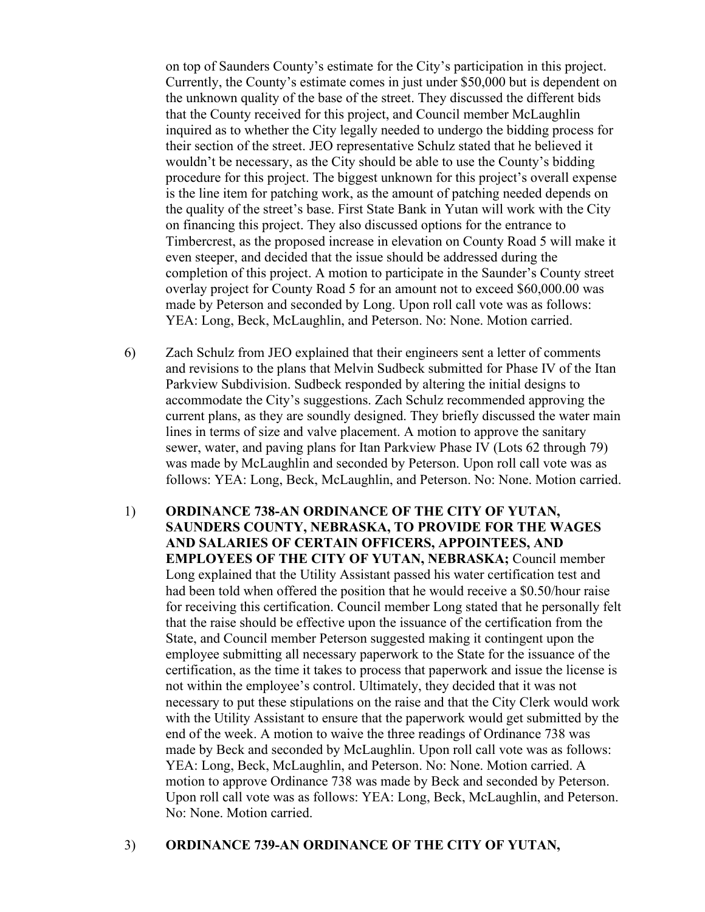on top of Saunders County's estimate for the City's participation in this project. Currently, the County's estimate comes in just under $50,000 but is dependent on the unknown quality of the base of the street. They discussed the different bids that the County received for this project, and Council member McLaughlin inquired as to whether the City legally needed to undergo the bidding process for their section of the street. JEO representative Schulz stated that he believed it wouldn't be necessary, as the City should be able to use the County's bidding procedure for this project. The biggest unknown for this project's overall expense is the line item for patching work, as the amount of patching needed depends on the quality of the street's base. First State Bank in Yutan will work with the City on financing this project. They also discussed options for the entrance to Timbercrest, as the proposed increase in elevation on County Road 5 will make it even steeper, and decided that the issue should be addressed during the completion of this project. A motion to participate in the Saunder's County street overlay project for County Road 5 for an amount not to exceed $60,000.00 was made by Peterson and seconded by Long. Upon roll call vote was as follows: YEA: Long, Beck, McLaughlin, and Peterson. No: None. Motion carried.

6) Zach Schulz from JEO explained that their engineers sent a letter of comments and revisions to the plans that Melvin Sudbeck submitted for Phase IV of the Itan Parkview Subdivision. Sudbeck responded by altering the initial designs to accommodate the City's suggestions. Zach Schulz recommended approving the current plans, as they are soundly designed. They briefly discussed the water main lines in terms of size and valve placement. A motion to approve the sanitary sewer, water, and paving plans for Itan Parkview Phase IV (Lots 62 through 79) was made by McLaughlin and seconded by Peterson. Upon roll call vote was as follows: YEA: Long, Beck, McLaughlin, and Peterson. No: None. Motion carried.

1) **ORDINANCE 738-AN ORDINANCE OF THE CITY OF YUTAN, SAUNDERS COUNTY, NEBRASKA, TO PROVIDE FOR THE WAGES AND SALARIES OF CERTAIN OFFICERS, APPOINTEES, AND EMPLOYEES OF THE CITY OF YUTAN, NEBRASKA;** Council member Long explained that the Utility Assistant passed his water certification test and had been told when offered the position that he would receive a $0.50/hour raise for receiving this certification. Council member Long stated that he personally felt that the raise should be effective upon the issuance of the certification from the State, and Council member Peterson suggested making it contingent upon the employee submitting all necessary paperwork to the State for the issuance of the certification, as the time it takes to process that paperwork and issue the license is not within the employee's control. Ultimately, they decided that it was not necessary to put these stipulations on the raise and that the City Clerk would work with the Utility Assistant to ensure that the paperwork would get submitted by the end of the week. A motion to waive the three readings of Ordinance 738 was made by Beck and seconded by McLaughlin. Upon roll call vote was as follows: YEA: Long, Beck, McLaughlin, and Peterson. No: None. Motion carried. A motion to approve Ordinance 738 was made by Beck and seconded by Peterson. Upon roll call vote was as follows: YEA: Long, Beck, McLaughlin, and Peterson. No: None. Motion carried.

3) **ORDINANCE 739-AN ORDINANCE OF THE CITY OF YUTAN,**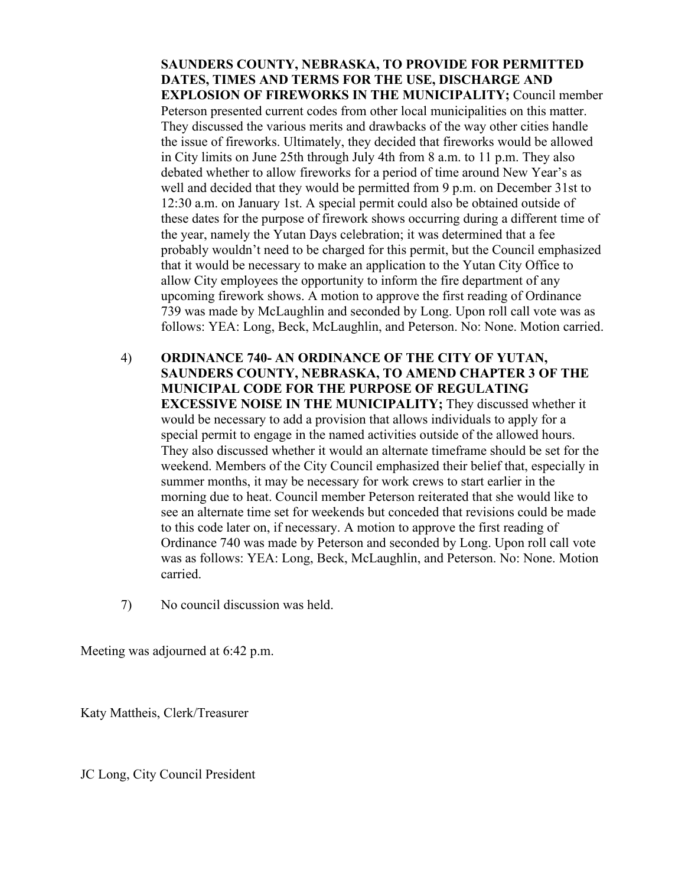**SAUNDERS COUNTY, NEBRASKA, TO PROVIDE FOR PERMITTED DATES, TIMES AND TERMS FOR THE USE, DISCHARGE AND EXPLOSION OF FIREWORKS IN THE MUNICIPALITY;** Council member Peterson presented current codes from other local municipalities on this matter. They discussed the various merits and drawbacks of the way other cities handle the issue of fireworks. Ultimately, they decided that fireworks would be allowed in City limits on June 25th through July 4th from 8 a.m. to 11 p.m. They also debated whether to allow fireworks for a period of time around New Year's as well and decided that they would be permitted from 9 p.m. on December 31st to 12:30 a.m. on January 1st. A special permit could also be obtained outside of these dates for the purpose of firework shows occurring during a different time of the year, namely the Yutan Days celebration; it was determined that a fee probably wouldn't need to be charged for this permit, but the Council emphasized that it would be necessary to make an application to the Yutan City Office to allow City employees the opportunity to inform the fire department of any upcoming firework shows. A motion to approve the first reading of Ordinance 739 was made by McLaughlin and seconded by Long. Upon roll call vote was as follows: YEA: Long, Beck, McLaughlin, and Peterson. No: None. Motion carried.

4) **ORDINANCE 740- AN ORDINANCE OF THE CITY OF YUTAN, SAUNDERS COUNTY, NEBRASKA, TO AMEND CHAPTER 3 OF THE MUNICIPAL CODE FOR THE PURPOSE OF REGULATING EXCESSIVE NOISE IN THE MUNICIPALITY;** They discussed whether it would be necessary to add a provision that allows individuals to apply for a special permit to engage in the named activities outside of the allowed hours. They also discussed whether it would an alternate timeframe should be set for the weekend. Members of the City Council emphasized their belief that, especially in summer months, it may be necessary for work crews to start earlier in the morning due to heat. Council member Peterson reiterated that she would like to see an alternate time set for weekends but conceded that revisions could be made to this code later on, if necessary. A motion to approve the first reading of Ordinance 740 was made by Peterson and seconded by Long. Upon roll call vote was as follows: YEA: Long, Beck, McLaughlin, and Peterson. No: None. Motion carried.

7) No council discussion was held.

Meeting was adjourned at 6:42 p.m.

Katy Mattheis, Clerk/Treasurer

JC Long, City Council President